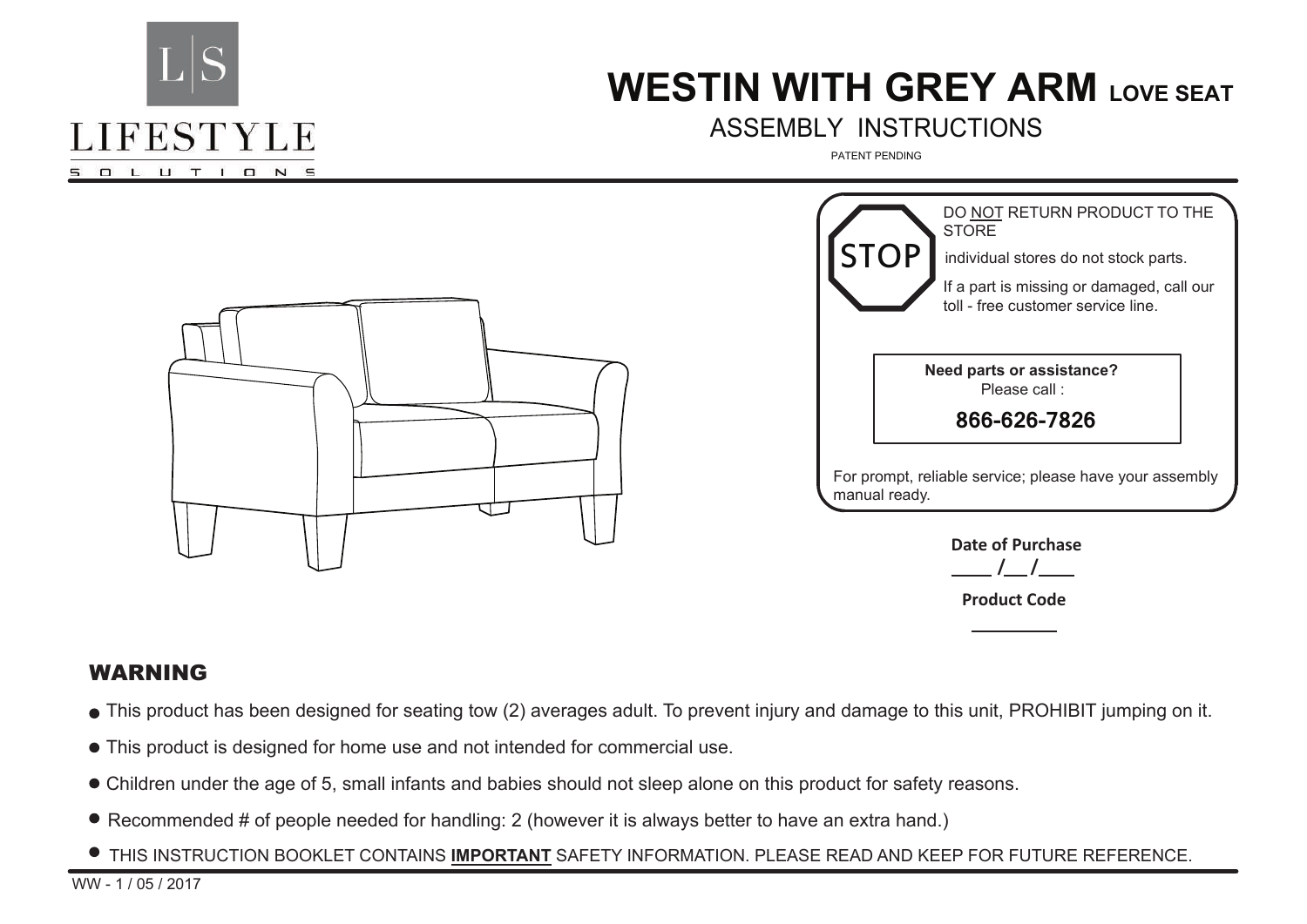L|S LIFESTYLE SOLUTIONS

# WESTIN WITH GREY ARM LOVE SEAT

## ASSEMBLY INSTRUCTIONS

PATENT PENDING

STOP

DO NOT RETURN PRODUCT TO THE STORE

individual stores do not stock parts.

If a part is missing or damaged, call our toll - free customer service line.

**Need parts or assistance?**
Please call :

**866-626-7826**

For prompt, reliable service; please have your assembly manual ready.

**Date of Purchase**
____ /__ /___

**Product Code**
________

## WARNING

- This product has been designed for seating tow (2) averages adult. To prevent injury and damage to this unit, PROHIBIT jumping on it.
- This product is designed for home use and not intended for commercial use.
- Children under the age of 5, small infants and babies should not sleep alone on this product for safety reasons.
- Recommended # of people needed for handling: 2 (however it is always better to have an extra hand.)
- THIS INSTRUCTION BOOKLET CONTAINS **IMPORTANT** SAFETY INFORMATION. PLEASE READ AND KEEP FOR FUTURE REFERENCE.

WW - 1 / 05 / 2017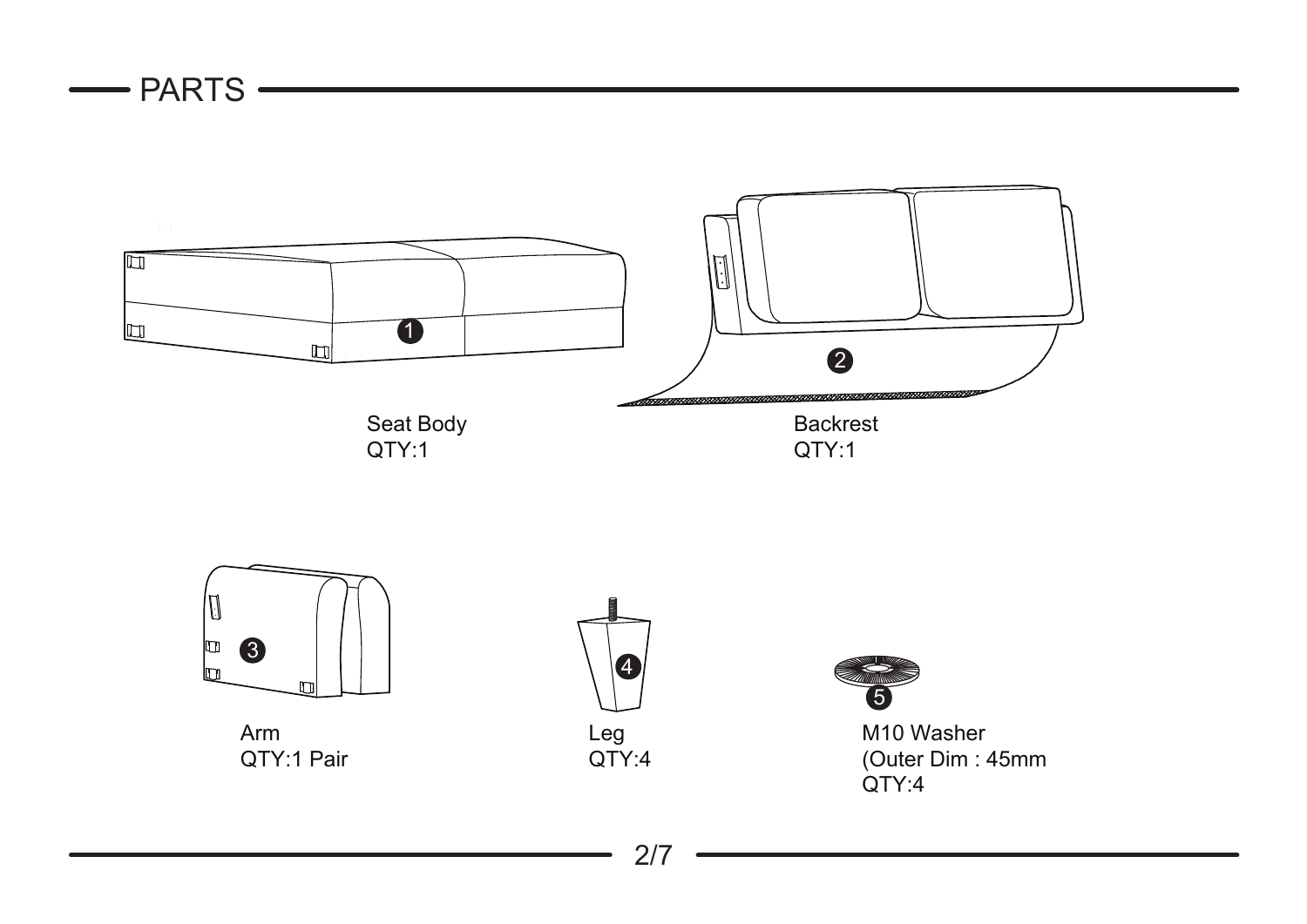# PARTS

1 Seat Body
QTY:1

2 Backrest
QTY:1

3 Arm
QTY:1 Pair

4 Leg
QTY:4

5 M10 Washer
(Outer Dim : 45mm
QTY:4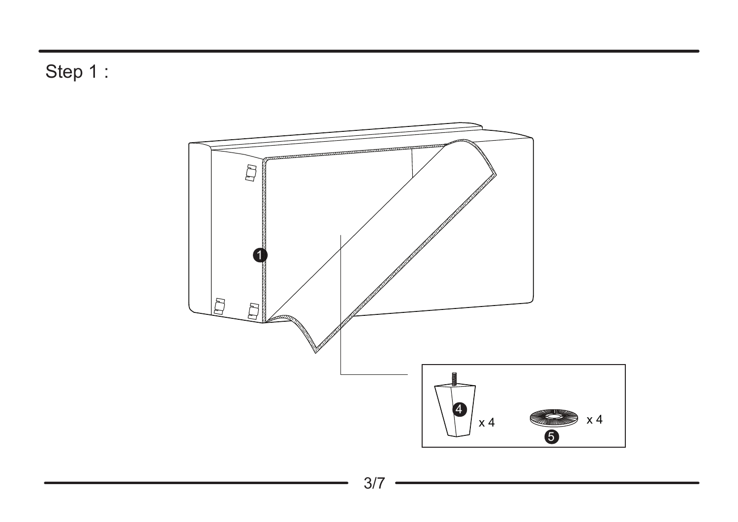Step 1 :

1

4 x 4

5 x 4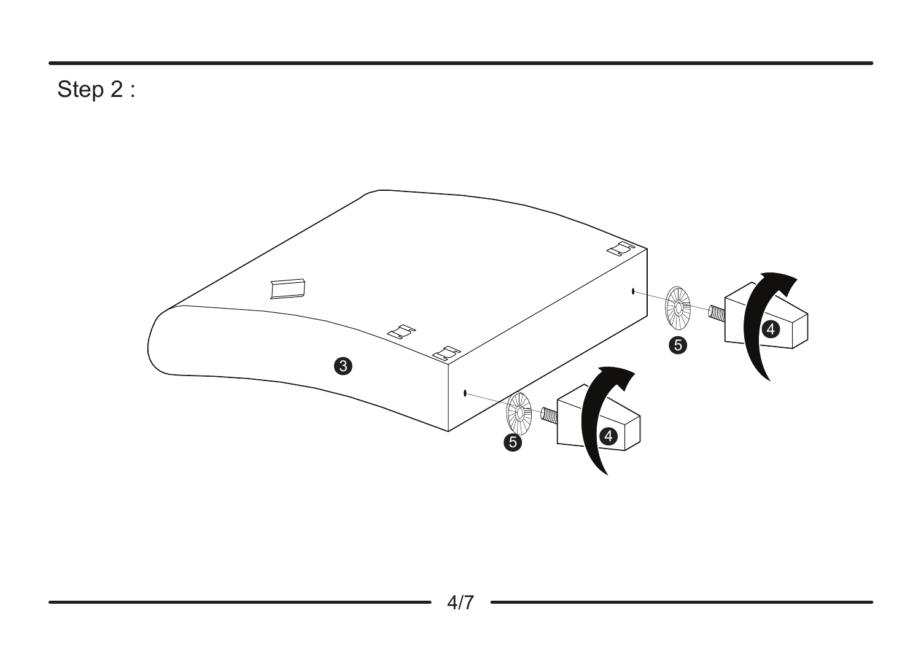Step 2 :

3

5

4

5

4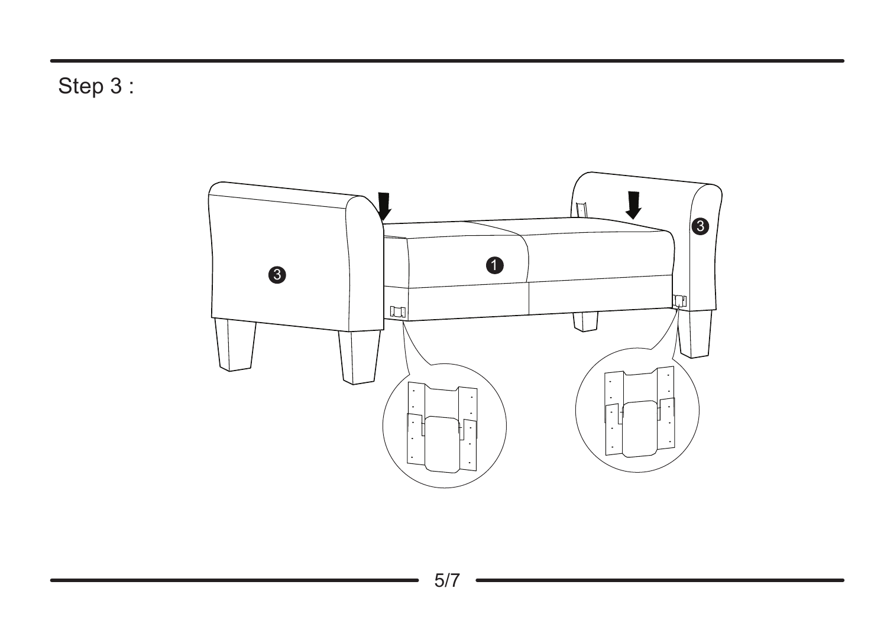Step 3 :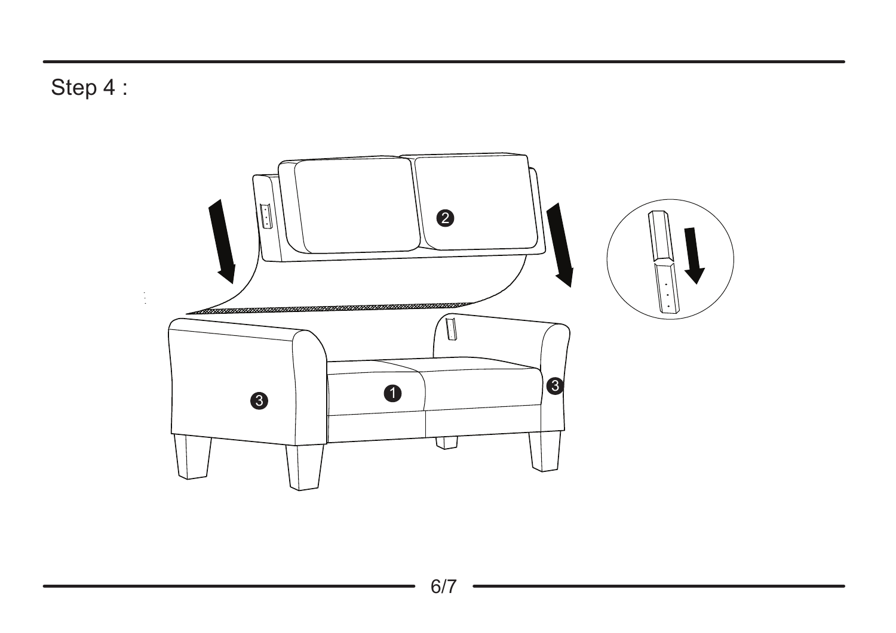Step 4 :

2

1

3

3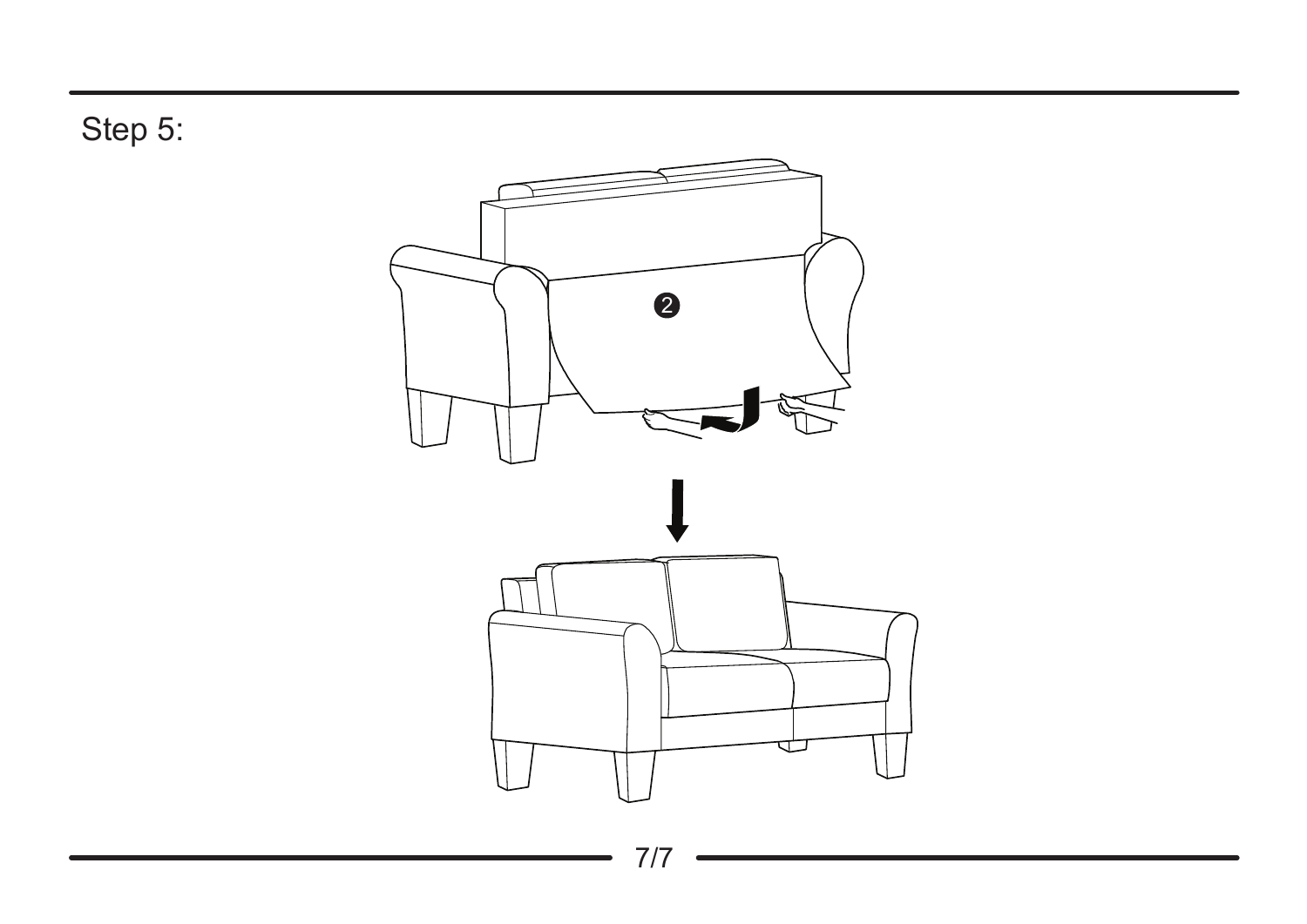Step 5:

2